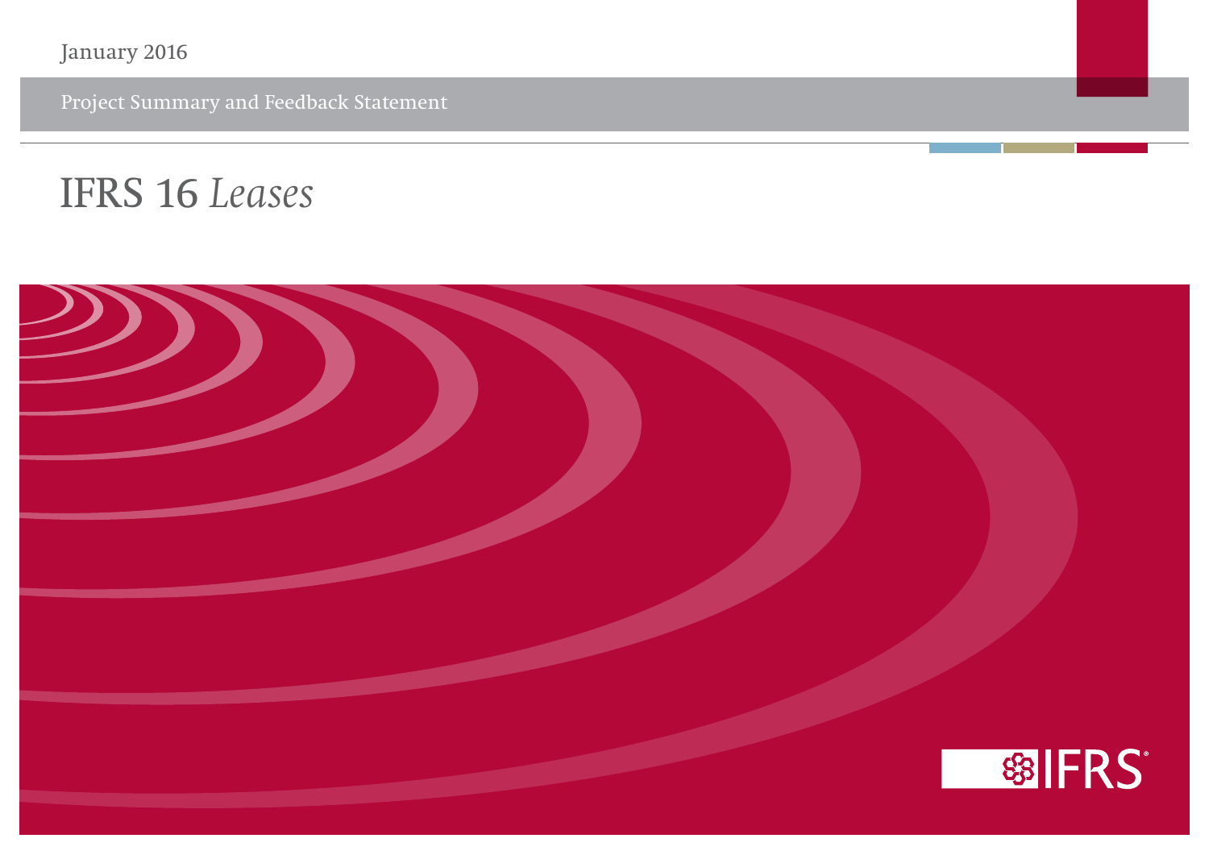January 2016

Project Summary and Feedback Statement

# IFRS 16 *Leases*

IFRS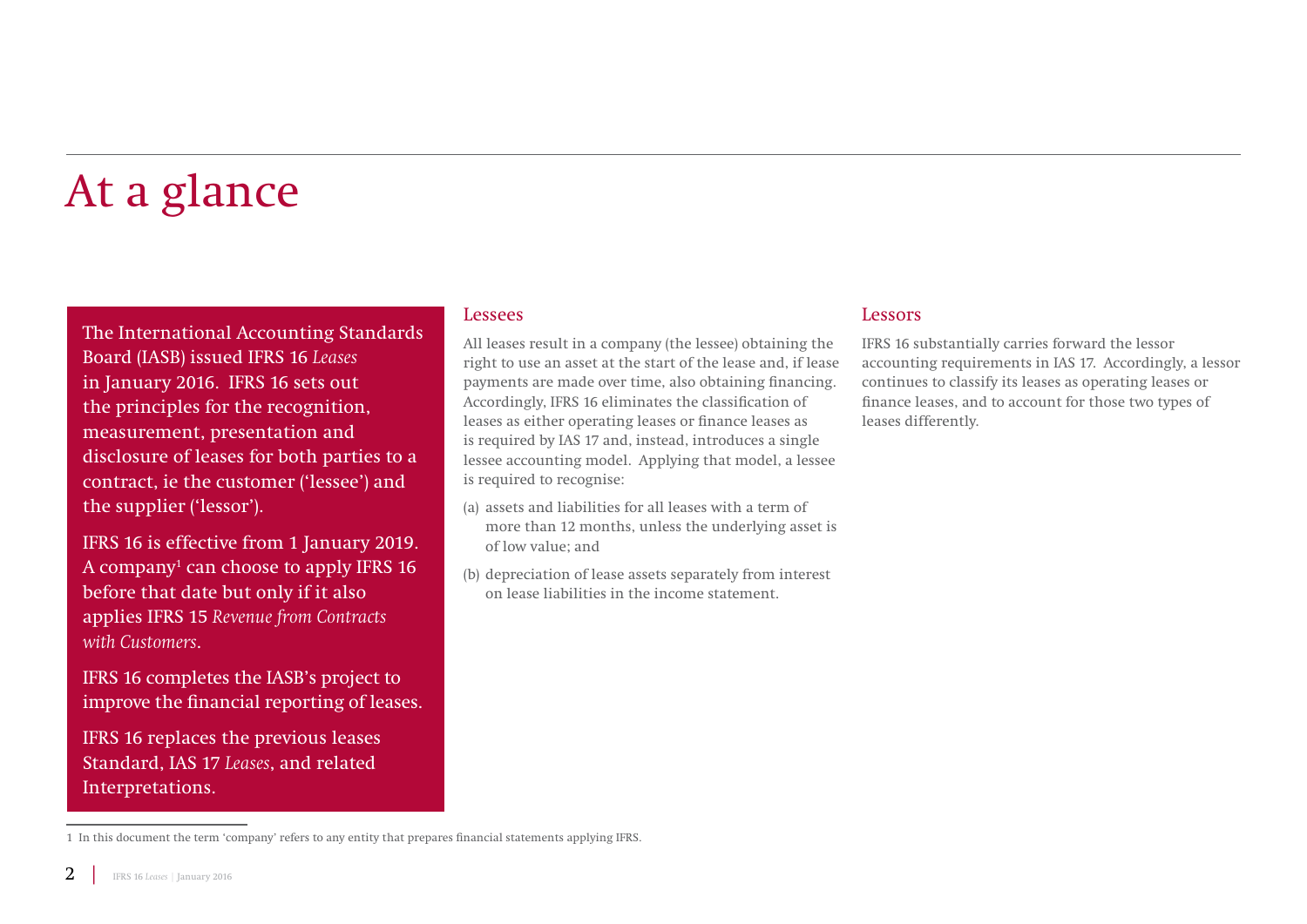# At a glance

The International Accounting Standards Board (IASB) issued IFRS 16 *Leases* in January 2016. IFRS 16 sets out the principles for the recognition, measurement, presentation and disclosure of leases for both parties to a contract, ie the customer ('lessee') and the supplier ('lessor').

IFRS 16 is effective from 1 January 2019. A company[1] can choose to apply IFRS 16 before that date but only if it also applies IFRS 15 *Revenue from Contracts with Customers*.

IFRS 16 completes the IASB's project to improve the financial reporting of leases.

IFRS 16 replaces the previous leases Standard, IAS 17 *Leases*, and related Interpretations.

## Lessees

All leases result in a company (the lessee) obtaining the right to use an asset at the start of the lease and, if lease payments are made over time, also obtaining financing. Accordingly, IFRS 16 eliminates the classification of leases as either operating leases or finance leases as is required by IAS 17 and, instead, introduces a single lessee accounting model. Applying that model, a lessee is required to recognise:

(a) assets and liabilities for all leases with a term of more than 12 months, unless the underlying asset is of low value; and

(b) depreciation of lease assets separately from interest on lease liabilities in the income statement.

## Lessors

IFRS 16 substantially carries forward the lessor accounting requirements in IAS 17. Accordingly, a lessor continues to classify its leases as operating leases or finance leases, and to account for those two types of leases differently.

1 In this document the term 'company' refers to any entity that prepares financial statements applying IFRS.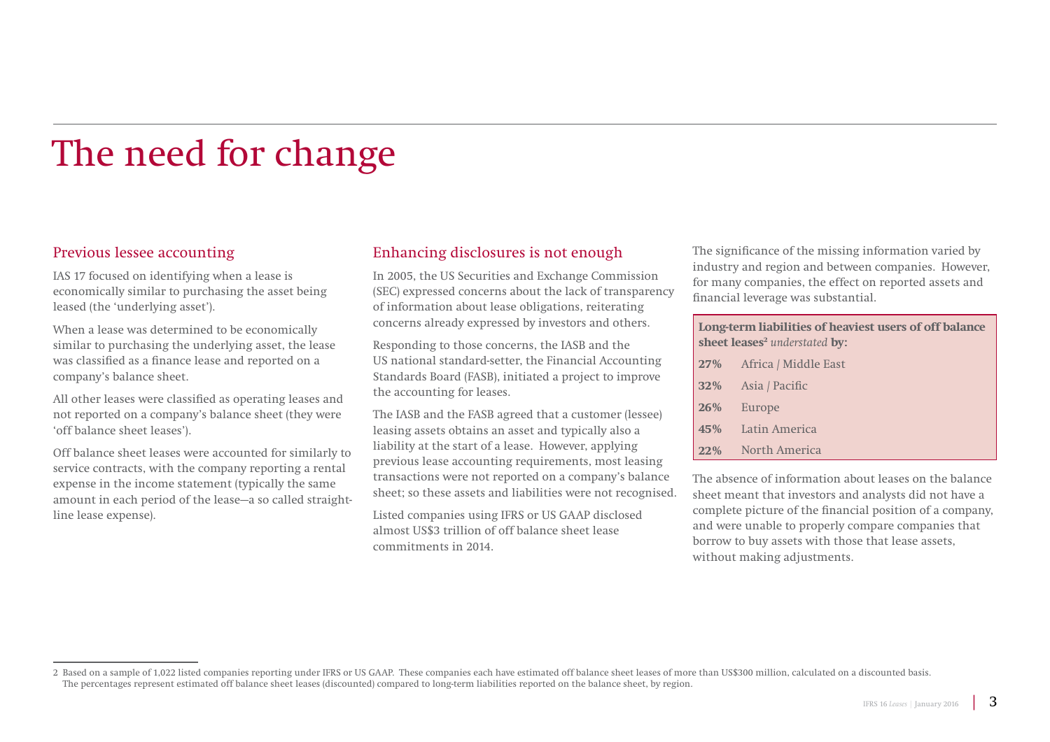# The need for change

## Previous lessee accounting

IAS 17 focused on identifying when a lease is economically similar to purchasing the asset being leased (the 'underlying asset').

When a lease was determined to be economically similar to purchasing the underlying asset, the lease was classified as a finance lease and reported on a company's balance sheet.

All other leases were classified as operating leases and not reported on a company's balance sheet (they were 'off balance sheet leases').

Off balance sheet leases were accounted for similarly to service contracts, with the company reporting a rental expense in the income statement (typically the same amount in each period of the lease—a so called straight-line lease expense).

## Enhancing disclosures is not enough

In 2005, the US Securities and Exchange Commission (SEC) expressed concerns about the lack of transparency of information about lease obligations, reiterating concerns already expressed by investors and others.

Responding to those concerns, the IASB and the US national standard-setter, the Financial Accounting Standards Board (FASB), initiated a project to improve the accounting for leases.

The IASB and the FASB agreed that a customer (lessee) leasing assets obtains an asset and typically also a liability at the start of a lease. However, applying previous lease accounting requirements, most leasing transactions were not reported on a company's balance sheet; so these assets and liabilities were not recognised.

Listed companies using IFRS or US GAAP disclosed almost US$3 trillion of off balance sheet lease commitments in 2014.

The significance of the missing information varied by industry and region and between companies. However, for many companies, the effect on reported assets and financial leverage was substantial.

**Long-term liabilities of heaviest users of off balance sheet leases[2]** ***understated*** **by:**

| | |
|---|---|
| **27%** | Africa / Middle East |
| **32%** | Asia / Pacific |
| **26%** | Europe |
| **45%** | Latin America |
| **22%** | North America |

The absence of information about leases on the balance sheet meant that investors and analysts did not have a complete picture of the financial position of a company, and were unable to properly compare companies that borrow to buy assets with those that lease assets, without making adjustments.

2 Based on a sample of 1,022 listed companies reporting under IFRS or US GAAP. These companies each have estimated off balance sheet leases of more than US$300 million, calculated on a discounted basis. The percentages represent estimated off balance sheet leases (discounted) compared to long-term liabilities reported on the balance sheet, by region.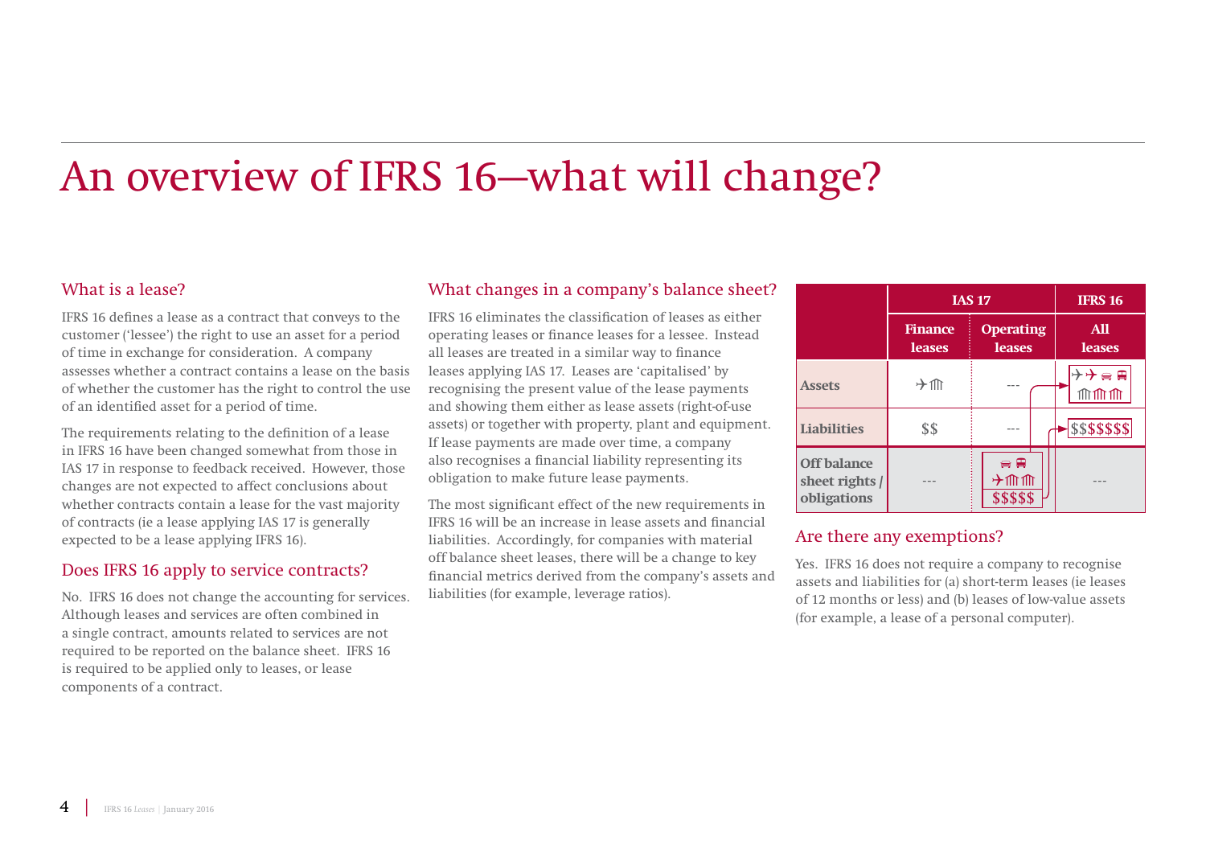# An overview of IFRS 16—what will change?

## What is a lease?

IFRS 16 defines a lease as a contract that conveys to the customer ('lessee') the right to use an asset for a period of time in exchange for consideration. A company assesses whether a contract contains a lease on the basis of whether the customer has the right to control the use of an identified asset for a period of time.

The requirements relating to the definition of a lease in IFRS 16 have been changed somewhat from those in IAS 17 in response to feedback received. However, those changes are not expected to affect conclusions about whether contracts contain a lease for the vast majority of contracts (ie a lease applying IAS 17 is generally expected to be a lease applying IFRS 16).

## Does IFRS 16 apply to service contracts?

No. IFRS 16 does not change the accounting for services. Although leases and services are often combined in a single contract, amounts related to services are not required to be reported on the balance sheet. IFRS 16 is required to be applied only to leases, or lease components of a contract.

## What changes in a company's balance sheet?

IFRS 16 eliminates the classification of leases as either operating leases or finance leases for a lessee. Instead all leases are treated in a similar way to finance leases applying IAS 17. Leases are 'capitalised' by recognising the present value of the lease payments and showing them either as lease assets (right-of-use assets) or together with property, plant and equipment. If lease payments are made over time, a company also recognises a financial liability representing its obligation to make future lease payments.

The most significant effect of the new requirements in IFRS 16 will be an increase in lease assets and financial liabilities. Accordingly, for companies with material off balance sheet leases, there will be a change to key financial metrics derived from the company's assets and liabilities (for example, leverage ratios).

| | IAS 17 | | IFRS 16 |
|---|---|---|---|
| | **Finance leases** | **Operating leases** | **All leases** |
| **Assets** | ✈ 🏛 | --- | ✈ ✈ 🚗 🚌 🏛 🏛 🏛 |
| **Liabilities** | $$ | --- | $$$$$$$ |
| **Off balance sheet rights / obligations** | --- | 🚗 🚌 ✈ 🏛 🏛 $$$$$ | --- |

## Are there any exemptions?

Yes. IFRS 16 does not require a company to recognise assets and liabilities for (a) short-term leases (ie leases of 12 months or less) and (b) leases of low-value assets (for example, a lease of a personal computer).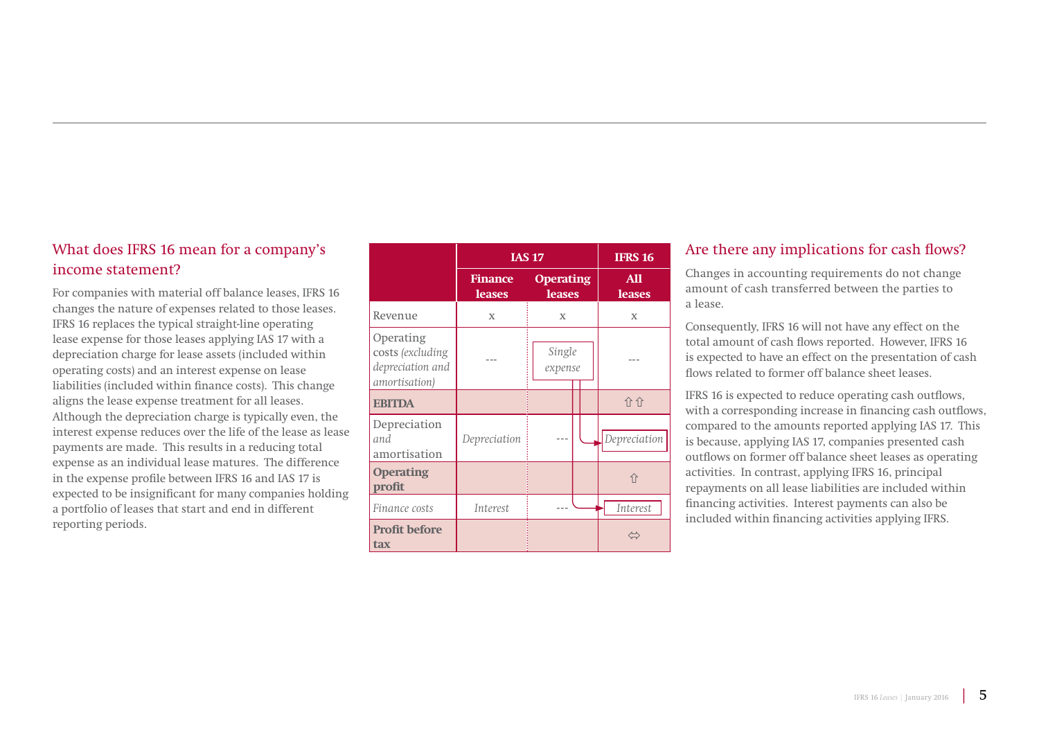## What does IFRS 16 mean for a company's income statement?

For companies with material off balance leases, IFRS 16 changes the nature of expenses related to those leases. IFRS 16 replaces the typical straight-line operating lease expense for those leases applying IAS 17 with a depreciation charge for lease assets (included within operating costs) and an interest expense on lease liabilities (included within finance costs). This change aligns the lease expense treatment for all leases. Although the depreciation charge is typically even, the interest expense reduces over the life of the lease as lease payments are made. This results in a reducing total expense as an individual lease matures. The difference in the expense profile between IFRS 16 and IAS 17 is expected to be insignificant for many companies holding a portfolio of leases that start and end in different reporting periods.

| | IAS 17 | | IFRS 16 |
|---|---|---|---|
| | **Finance leases** | **Operating leases** | **All leases** |
| Revenue | x | x | x |
| Operating costs *(excluding depreciation and amortisation)* | --- | *Single expense* | --- |
| **EBITDA** | | | ⇧⇧ |
| Depreciation and amortisation | *Depreciation* | --- | *Depreciation* |
| **Operating profit** | | | ⇧ |
| *Finance costs* | *Interest* | --- | *Interest* |
| **Profit before tax** | | | ⇔ |

## Are there any implications for cash flows?

Changes in accounting requirements do not change amount of cash transferred between the parties to a lease.

Consequently, IFRS 16 will not have any effect on the total amount of cash flows reported. However, IFRS 16 is expected to have an effect on the presentation of cash flows related to former off balance sheet leases.

IFRS 16 is expected to reduce operating cash outflows, with a corresponding increase in financing cash outflows, compared to the amounts reported applying IAS 17. This is because, applying IAS 17, companies presented cash outflows on former off balance sheet leases as operating activities. In contrast, applying IFRS 16, principal repayments on all lease liabilities are included within financing activities. Interest payments can also be included within financing activities applying IFRS.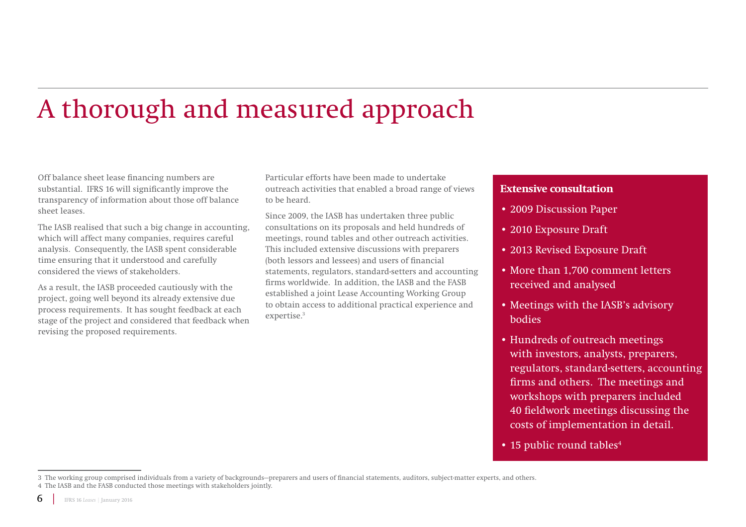# A thorough and measured approach

Off balance sheet lease financing numbers are substantial. IFRS 16 will significantly improve the transparency of information about those off balance sheet leases.

The IASB realised that such a big change in accounting, which will affect many companies, requires careful analysis. Consequently, the IASB spent considerable time ensuring that it understood and carefully considered the views of stakeholders.

As a result, the IASB proceeded cautiously with the project, going well beyond its already extensive due process requirements. It has sought feedback at each stage of the project and considered that feedback when revising the proposed requirements.

Particular efforts have been made to undertake outreach activities that enabled a broad range of views to be heard.

Since 2009, the IASB has undertaken three public consultations on its proposals and held hundreds of meetings, round tables and other outreach activities. This included extensive discussions with preparers (both lessors and lessees) and users of financial statements, regulators, standard-setters and accounting firms worldwide. In addition, the IASB and the FASB established a joint Lease Accounting Working Group to obtain access to additional practical experience and expertise.[3]

**Extensive consultation**

- 2009 Discussion Paper
- 2010 Exposure Draft
- 2013 Revised Exposure Draft
- More than 1,700 comment letters received and analysed
- Meetings with the IASB's advisory bodies
- Hundreds of outreach meetings with investors, analysts, preparers, regulators, standard-setters, accounting firms and others. The meetings and workshops with preparers included 40 fieldwork meetings discussing the costs of implementation in detail.
- 15 public round tables[4]

3 The working group comprised individuals from a variety of backgrounds—preparers and users of financial statements, auditors, subject-matter experts, and others.

4 The IASB and the FASB conducted those meetings with stakeholders jointly.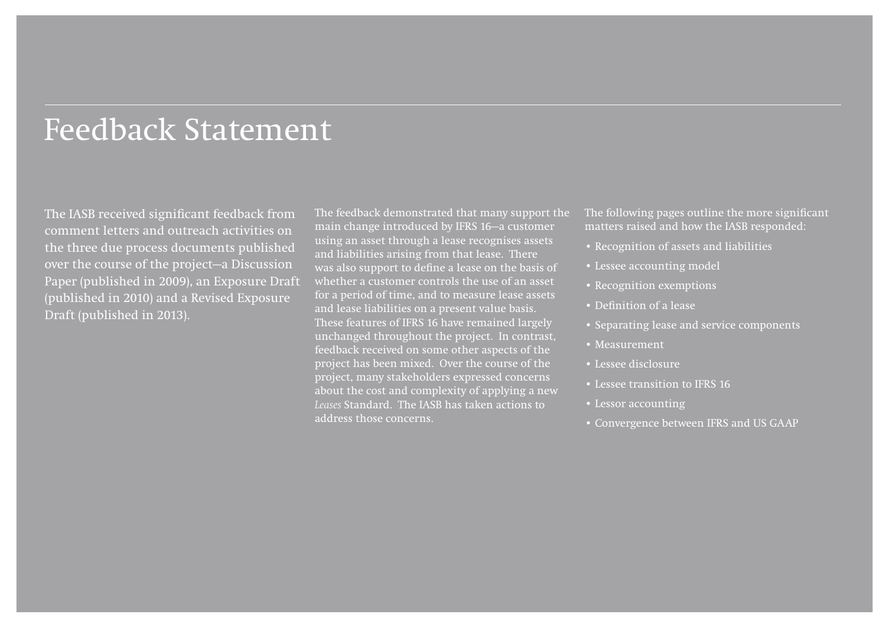# Feedback Statement

The IASB received significant feedback from comment letters and outreach activities on the three due process documents published over the course of the project—a Discussion Paper (published in 2009), an Exposure Draft (published in 2010) and a Revised Exposure Draft (published in 2013).

The feedback demonstrated that many support the main change introduced by IFRS 16—a customer using an asset through a lease recognises assets and liabilities arising from that lease. There was also support to define a lease on the basis of whether a customer controls the use of an asset for a period of time, and to measure lease assets and lease liabilities on a present value basis. These features of IFRS 16 have remained largely unchanged throughout the project. In contrast, feedback received on some other aspects of the project has been mixed. Over the course of the project, many stakeholders expressed concerns about the cost and complexity of applying a new *Leases* Standard. The IASB has taken actions to address those concerns.

The following pages outline the more significant matters raised and how the IASB responded:

- Recognition of assets and liabilities
- Lessee accounting model
- Recognition exemptions
- Definition of a lease
- Separating lease and service components
- Measurement
- Lessee disclosure
- Lessee transition to IFRS 16
- Lessor accounting
- Convergence between IFRS and US GAAP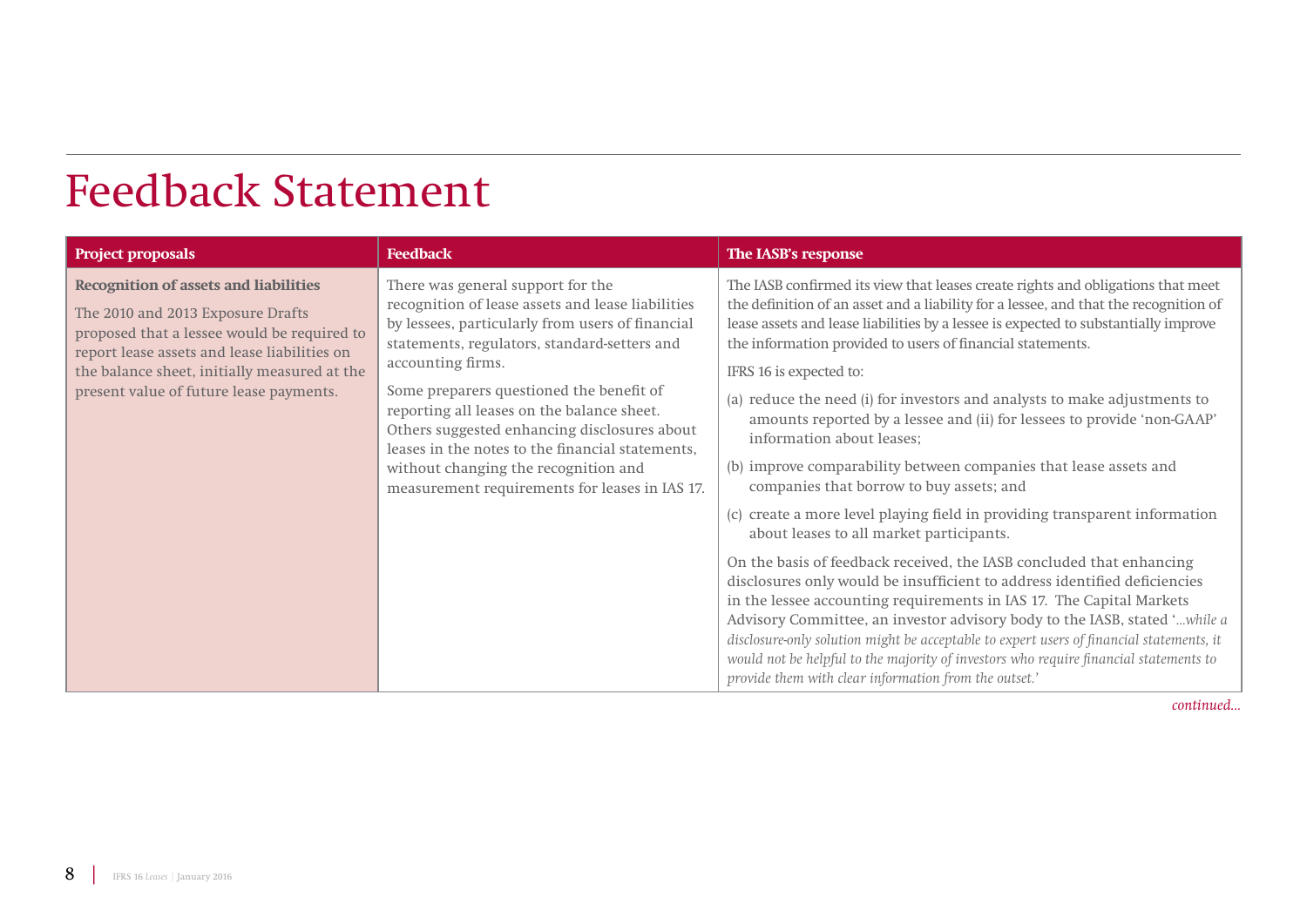# Feedback Statement

| Project proposals | Feedback | The IASB's response |
|---|---|---|
| **Recognition of assets and liabilities**<br><br>The 2010 and 2013 Exposure Drafts proposed that a lessee would be required to report lease assets and lease liabilities on the balance sheet, initially measured at the present value of future lease payments. | There was general support for the recognition of lease assets and lease liabilities by lessees, particularly from users of financial statements, regulators, standard-setters and accounting firms.<br><br>Some preparers questioned the benefit of reporting all leases on the balance sheet. Others suggested enhancing disclosures about leases in the notes to the financial statements, without changing the recognition and measurement requirements for leases in IAS 17. | The IASB confirmed its view that leases create rights and obligations that meet the definition of an asset and a liability for a lessee, and that the recognition of lease assets and lease liabilities by a lessee is expected to substantially improve the information provided to users of financial statements.<br><br>IFRS 16 is expected to:<br><br>(a) reduce the need (i) for investors and analysts to make adjustments to amounts reported by a lessee and (ii) for lessees to provide 'non-GAAP' information about leases;<br><br>(b) improve comparability between companies that lease assets and companies that borrow to buy assets; and<br><br>(c) create a more level playing field in providing transparent information about leases to all market participants.<br><br>On the basis of feedback received, the IASB concluded that enhancing disclosures only would be insufficient to address identified deficiencies in the lessee accounting requirements in IAS 17. The Capital Markets Advisory Committee, an investor advisory body to the IASB, stated '*...while a disclosure-only solution might be acceptable to expert users of financial statements, it would not be helpful to the majority of investors who require financial statements to provide them with clear information from the outset.*' |

*continued...*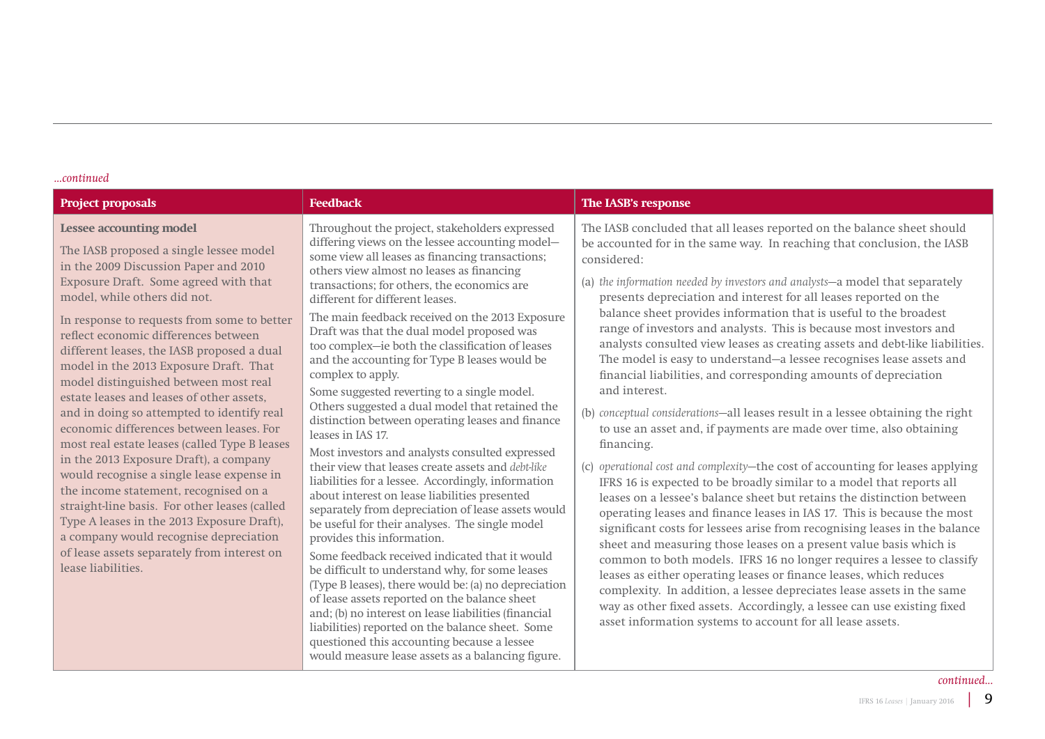*...continued*

| Project proposals | Feedback | The IASB's response |
|---|---|---|
| **Lessee accounting model**<br><br>The IASB proposed a single lessee model in the 2009 Discussion Paper and 2010 Exposure Draft. Some agreed with that model, while others did not.<br><br>In response to requests from some to better reflect economic differences between different leases, the IASB proposed a dual model in the 2013 Exposure Draft. That model distinguished between most real estate leases and leases of other assets, and in doing so attempted to identify real economic differences between leases. For most real estate leases (called Type B leases in the 2013 Exposure Draft), a company would recognise a single lease expense in the income statement, recognised on a straight-line basis. For other leases (called Type A leases in the 2013 Exposure Draft), a company would recognise depreciation of lease assets separately from interest on lease liabilities. | Throughout the project, stakeholders expressed differing views on the lessee accounting model—some view all leases as financing transactions; others view almost no leases as financing transactions; for others, the economics are different for different leases.<br><br>The main feedback received on the 2013 Exposure Draft was that the dual model proposed was too complex—ie both the classification of leases and the accounting for Type B leases would be complex to apply.<br><br>Some suggested reverting to a single model. Others suggested a dual model that retained the distinction between operating leases and finance leases in IAS 17.<br><br>Most investors and analysts consulted expressed their view that leases create assets and *debt-like* liabilities for a lessee. Accordingly, information about interest on lease liabilities presented separately from depreciation of lease assets would be useful for their analyses. The single model provides this information.<br><br>Some feedback received indicated that it would be difficult to understand why, for some leases (Type B leases), there would be: (a) no depreciation of lease assets reported on the balance sheet and; (b) no interest on lease liabilities (financial liabilities) reported on the balance sheet. Some questioned this accounting because a lessee would measure lease assets as a balancing figure. | The IASB concluded that all leases reported on the balance sheet should be accounted for in the same way. In reaching that conclusion, the IASB considered:<br><br>(a) *the information needed by investors and analysts*—a model that separately presents depreciation and interest for all leases reported on the balance sheet provides information that is useful to the broadest range of investors and analysts. This is because most investors and analysts consulted view leases as creating assets and debt-like liabilities. The model is easy to understand—a lessee recognises lease assets and financial liabilities, and corresponding amounts of depreciation and interest.<br><br>(b) *conceptual considerations*—all leases result in a lessee obtaining the right to use an asset and, if payments are made over time, also obtaining financing.<br><br>(c) *operational cost and complexity*—the cost of accounting for leases applying IFRS 16 is expected to be broadly similar to a model that reports all leases on a lessee's balance sheet but retains the distinction between operating leases and finance leases in IAS 17. This is because the most significant costs for lessees arise from recognising leases in the balance sheet and measuring those leases on a present value basis which is common to both models. IFRS 16 no longer requires a lessee to classify leases as either operating leases or finance leases, which reduces complexity. In addition, a lessee depreciates lease assets in the same way as other fixed assets. Accordingly, a lessee can use existing fixed asset information systems to account for all lease assets. |

*continued...*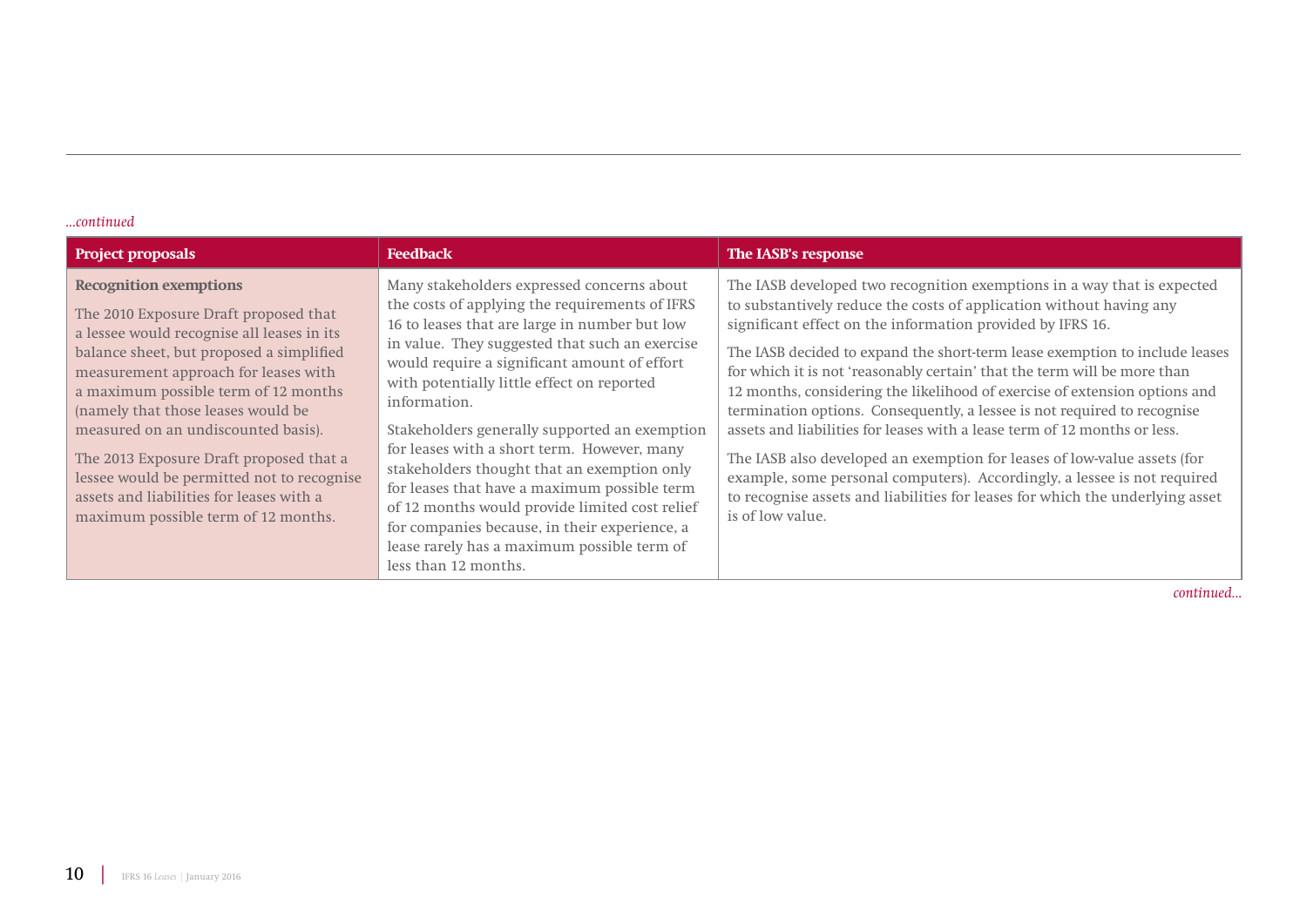*...continued*

| Project proposals | Feedback | The IASB's response |
|---|---|---|
| **Recognition exemptions**<br><br>The 2010 Exposure Draft proposed that a lessee would recognise all leases in its balance sheet, but proposed a simplified measurement approach for leases with a maximum possible term of 12 months (namely that those leases would be measured on an undiscounted basis).<br><br>The 2013 Exposure Draft proposed that a lessee would be permitted not to recognise assets and liabilities for leases with a maximum possible term of 12 months. | Many stakeholders expressed concerns about the costs of applying the requirements of IFRS 16 to leases that are large in number but low in value. They suggested that such an exercise would require a significant amount of effort with potentially little effect on reported information.<br><br>Stakeholders generally supported an exemption for leases with a short term. However, many stakeholders thought that an exemption only for leases that have a maximum possible term of 12 months would provide limited cost relief for companies because, in their experience, a lease rarely has a maximum possible term of less than 12 months. | The IASB developed two recognition exemptions in a way that is expected to substantively reduce the costs of application without having any significant effect on the information provided by IFRS 16.<br><br>The IASB decided to expand the short-term lease exemption to include leases for which it is not 'reasonably certain' that the term will be more than 12 months, considering the likelihood of exercise of extension options and termination options. Consequently, a lessee is not required to recognise assets and liabilities for leases with a lease term of 12 months or less.<br><br>The IASB also developed an exemption for leases of low-value assets (for example, some personal computers). Accordingly, a lessee is not required to recognise assets and liabilities for leases for which the underlying asset is of low value. |

*continued...*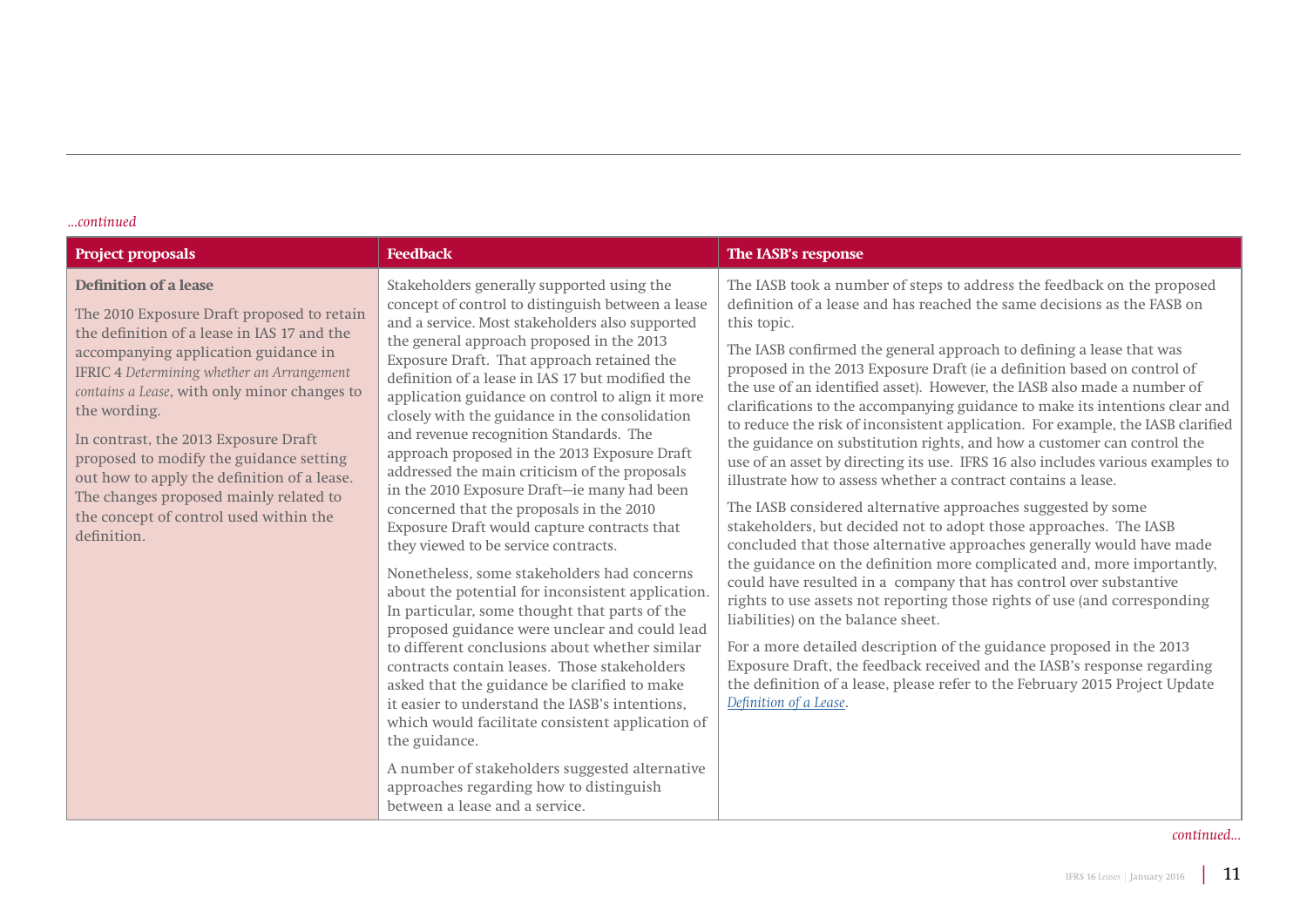*...continued*

| Project proposals | Feedback | The IASB's response |
|---|---|---|
| **Definition of a lease**<br><br>The 2010 Exposure Draft proposed to retain the definition of a lease in IAS 17 and the accompanying application guidance in IFRIC 4 *Determining whether an Arrangement contains a Lease*, with only minor changes to the wording.<br><br>In contrast, the 2013 Exposure Draft proposed to modify the guidance setting out how to apply the definition of a lease. The changes proposed mainly related to the concept of control used within the definition. | Stakeholders generally supported using the concept of control to distinguish between a lease and a service. Most stakeholders also supported the general approach proposed in the 2013 Exposure Draft. That approach retained the definition of a lease in IAS 17 but modified the application guidance on control to align it more closely with the guidance in the consolidation and revenue recognition Standards. The approach proposed in the 2013 Exposure Draft addressed the main criticism of the proposals in the 2010 Exposure Draft—ie many had been concerned that the proposals in the 2010 Exposure Draft would capture contracts that they viewed to be service contracts.<br><br>Nonetheless, some stakeholders had concerns about the potential for inconsistent application. In particular, some thought that parts of the proposed guidance were unclear and could lead to different conclusions about whether similar contracts contain leases. Those stakeholders asked that the guidance be clarified to make it easier to understand the IASB's intentions, which would facilitate consistent application of the guidance.<br><br>A number of stakeholders suggested alternative approaches regarding how to distinguish between a lease and a service. | The IASB took a number of steps to address the feedback on the proposed definition of a lease and has reached the same decisions as the FASB on this topic.<br><br>The IASB confirmed the general approach to defining a lease that was proposed in the 2013 Exposure Draft (ie a definition based on control of the use of an identified asset). However, the IASB also made a number of clarifications to the accompanying guidance to make its intentions clear and to reduce the risk of inconsistent application. For example, the IASB clarified the guidance on substitution rights, and how a customer can control the use of an asset by directing its use. IFRS 16 also includes various examples to illustrate how to assess whether a contract contains a lease.<br><br>The IASB considered alternative approaches suggested by some stakeholders, but decided not to adopt those approaches. The IASB concluded that those alternative approaches generally would have made the guidance on the definition more complicated and, more importantly, could have resulted in a company that has control over substantive rights to use assets not reporting those rights of use (and corresponding liabilities) on the balance sheet.<br><br>For a more detailed description of the guidance proposed in the 2013 Exposure Draft, the feedback received and the IASB's response regarding the definition of a lease, please refer to the February 2015 Project Update *Definition of a Lease*. |

*continued...*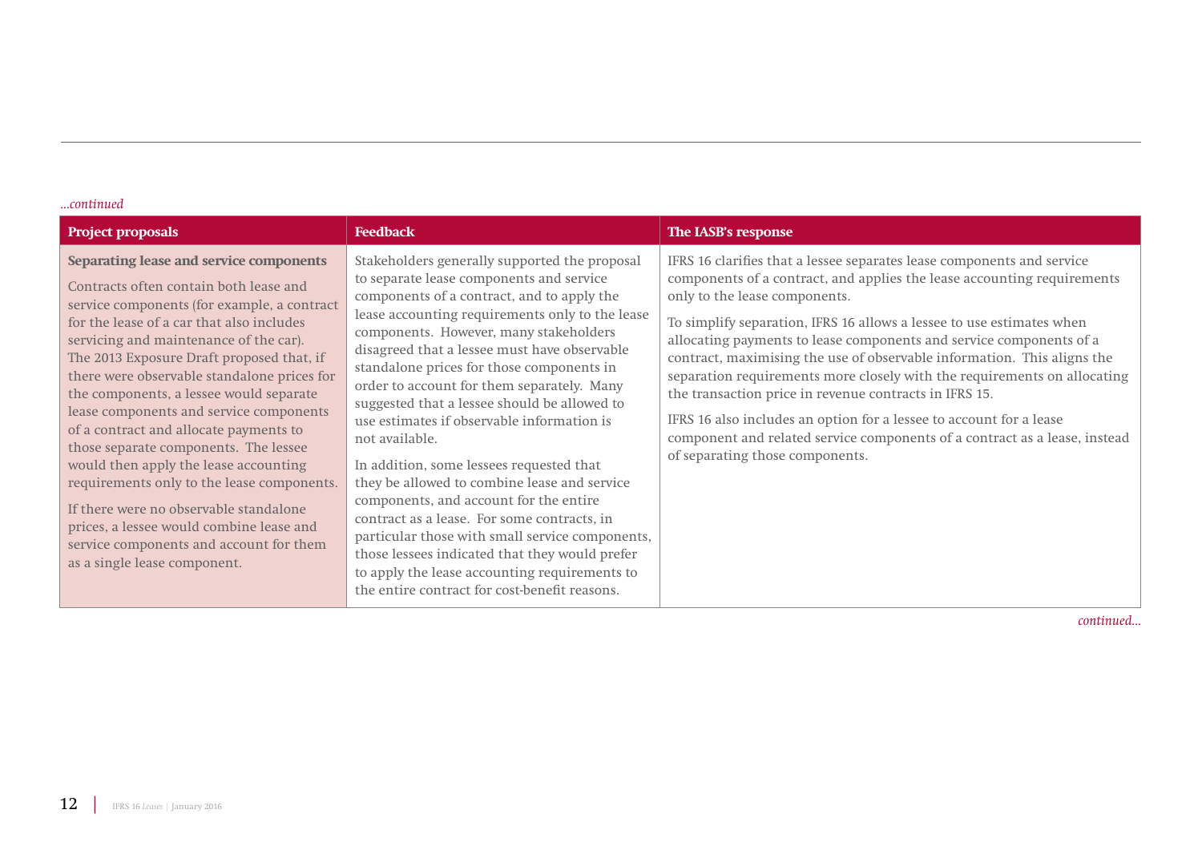*...continued*

| Project proposals | Feedback | The IASB's response |
| --- | --- | --- |
| **Separating lease and service components**<br><br>Contracts often contain both lease and service components (for example, a contract for the lease of a car that also includes servicing and maintenance of the car). The 2013 Exposure Draft proposed that, if there were observable standalone prices for the components, a lessee would separate lease components and service components of a contract and allocate payments to those separate components. The lessee would then apply the lease accounting requirements only to the lease components.<br><br>If there were no observable standalone prices, a lessee would combine lease and service components and account for them as a single lease component. | Stakeholders generally supported the proposal to separate lease components and service components of a contract, and to apply the lease accounting requirements only to the lease components. However, many stakeholders disagreed that a lessee must have observable standalone prices for those components in order to account for them separately. Many suggested that a lessee should be allowed to use estimates if observable information is not available.<br><br>In addition, some lessees requested that they be allowed to combine lease and service components, and account for the entire contract as a lease. For some contracts, in particular those with small service components, those lessees indicated that they would prefer to apply the lease accounting requirements to the entire contract for cost-benefit reasons. | IFRS 16 clarifies that a lessee separates lease components and service components of a contract, and applies the lease accounting requirements only to the lease components.<br><br>To simplify separation, IFRS 16 allows a lessee to use estimates when allocating payments to lease components and service components of a contract, maximising the use of observable information. This aligns the separation requirements more closely with the requirements on allocating the transaction price in revenue contracts in IFRS 15.<br><br>IFRS 16 also includes an option for a lessee to account for a lease component and related service components of a contract as a lease, instead of separating those components. |

*continued...*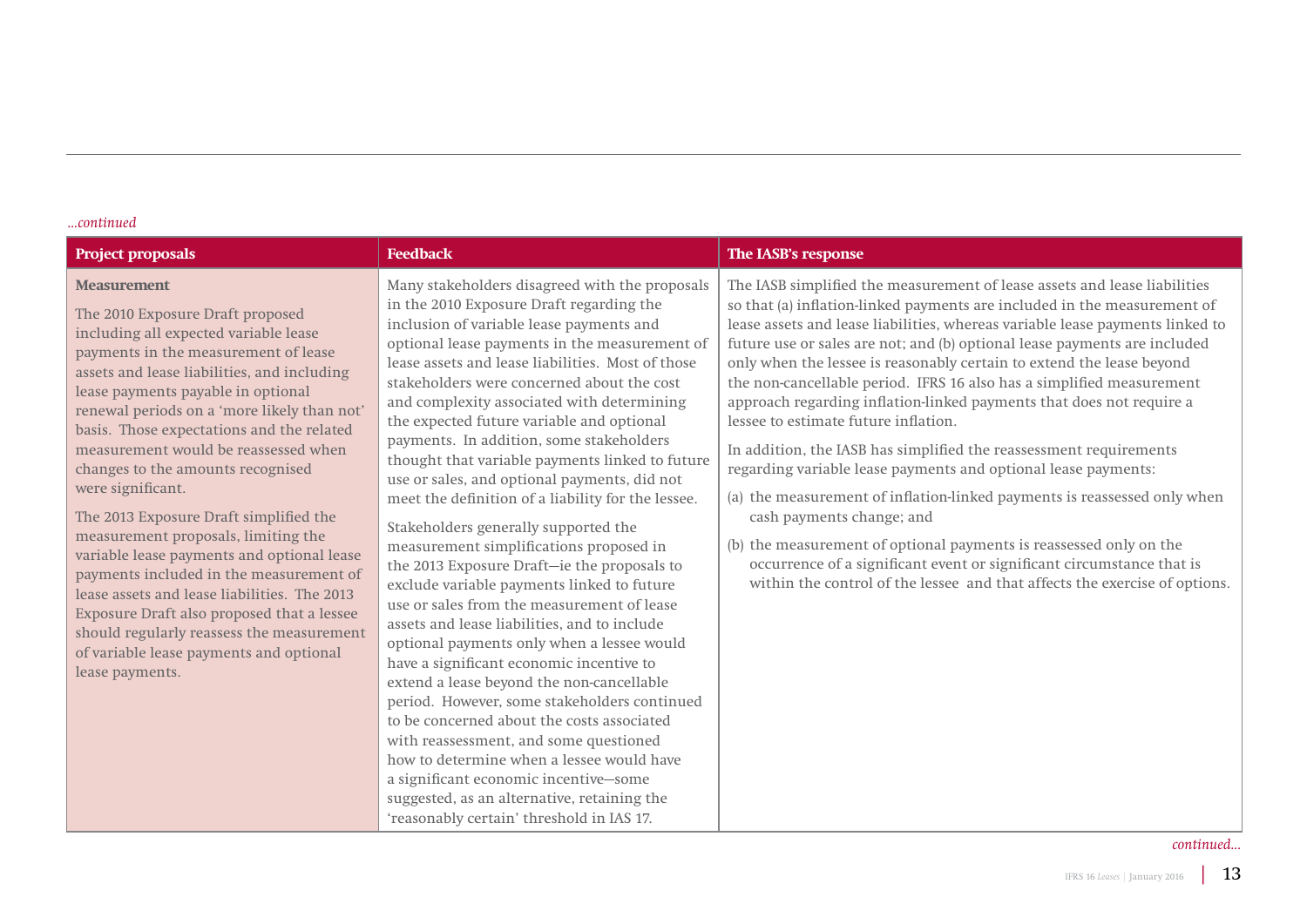*...continued*

| Project proposals | Feedback | The IASB's response |
| --- | --- | --- |
| **Measurement**<br><br>The 2010 Exposure Draft proposed including all expected variable lease payments in the measurement of lease assets and lease liabilities, and including lease payments payable in optional renewal periods on a 'more likely than not' basis. Those expectations and the related measurement would be reassessed when changes to the amounts recognised were significant.<br><br>The 2013 Exposure Draft simplified the measurement proposals, limiting the variable lease payments and optional lease payments included in the measurement of lease assets and lease liabilities. The 2013 Exposure Draft also proposed that a lessee should regularly reassess the measurement of variable lease payments and optional lease payments. | Many stakeholders disagreed with the proposals in the 2010 Exposure Draft regarding the inclusion of variable lease payments and optional lease payments in the measurement of lease assets and lease liabilities. Most of those stakeholders were concerned about the cost and complexity associated with determining the expected future variable and optional payments. In addition, some stakeholders thought that variable payments linked to future use or sales, and optional payments, did not meet the definition of a liability for the lessee.<br><br>Stakeholders generally supported the measurement simplifications proposed in the 2013 Exposure Draft—ie the proposals to exclude variable payments linked to future use or sales from the measurement of lease assets and lease liabilities, and to include optional payments only when a lessee would have a significant economic incentive to extend a lease beyond the non-cancellable period. However, some stakeholders continued to be concerned about the costs associated with reassessment, and some questioned how to determine when a lessee would have a significant economic incentive—some suggested, as an alternative, retaining the 'reasonably certain' threshold in IAS 17. | The IASB simplified the measurement of lease assets and lease liabilities so that (a) inflation-linked payments are included in the measurement of lease assets and lease liabilities, whereas variable lease payments linked to future use or sales are not; and (b) optional lease payments are included only when the lessee is reasonably certain to extend the lease beyond the non-cancellable period. IFRS 16 also has a simplified measurement approach regarding inflation-linked payments that does not require a lessee to estimate future inflation.<br><br>In addition, the IASB has simplified the reassessment requirements regarding variable lease payments and optional lease payments:<br><br>(a) the measurement of inflation-linked payments is reassessed only when cash payments change; and<br><br>(b) the measurement of optional payments is reassessed only on the occurrence of a significant event or significant circumstance that is within the control of the lessee and that affects the exercise of options. |

*continued...*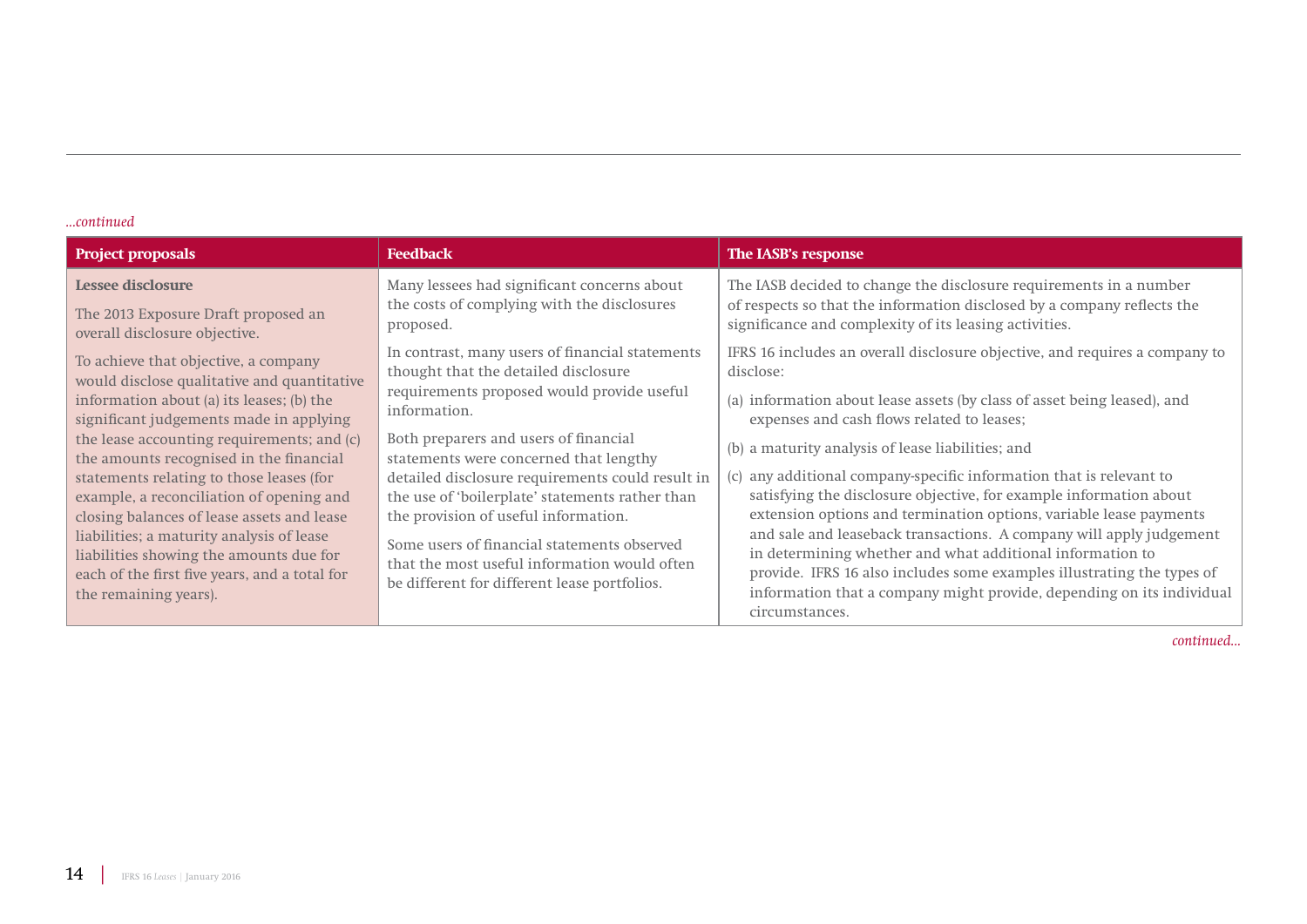*...continued*

| Project proposals | Feedback | The IASB's response |
| --- | --- | --- |
| **Lessee disclosure**<br><br>The 2013 Exposure Draft proposed an overall disclosure objective.<br><br>To achieve that objective, a company would disclose qualitative and quantitative information about (a) its leases; (b) the significant judgements made in applying the lease accounting requirements; and (c) the amounts recognised in the financial statements relating to those leases (for example, a reconciliation of opening and closing balances of lease assets and lease liabilities; a maturity analysis of lease liabilities showing the amounts due for each of the first five years, and a total for the remaining years). | Many lessees had significant concerns about the costs of complying with the disclosures proposed.<br><br>In contrast, many users of financial statements thought that the detailed disclosure requirements proposed would provide useful information.<br><br>Both preparers and users of financial statements were concerned that lengthy detailed disclosure requirements could result in the use of 'boilerplate' statements rather than the provision of useful information.<br><br>Some users of financial statements observed that the most useful information would often be different for different lease portfolios. | The IASB decided to change the disclosure requirements in a number of respects so that the information disclosed by a company reflects the significance and complexity of its leasing activities.<br><br>IFRS 16 includes an overall disclosure objective, and requires a company to disclose:<br><br>(a) information about lease assets (by class of asset being leased), and expenses and cash flows related to leases;<br><br>(b) a maturity analysis of lease liabilities; and<br><br>(c) any additional company-specific information that is relevant to satisfying the disclosure objective, for example information about extension options and termination options, variable lease payments and sale and leaseback transactions. A company will apply judgement in determining whether and what additional information to provide. IFRS 16 also includes some examples illustrating the types of information that a company might provide, depending on its individual circumstances. |

*continued...*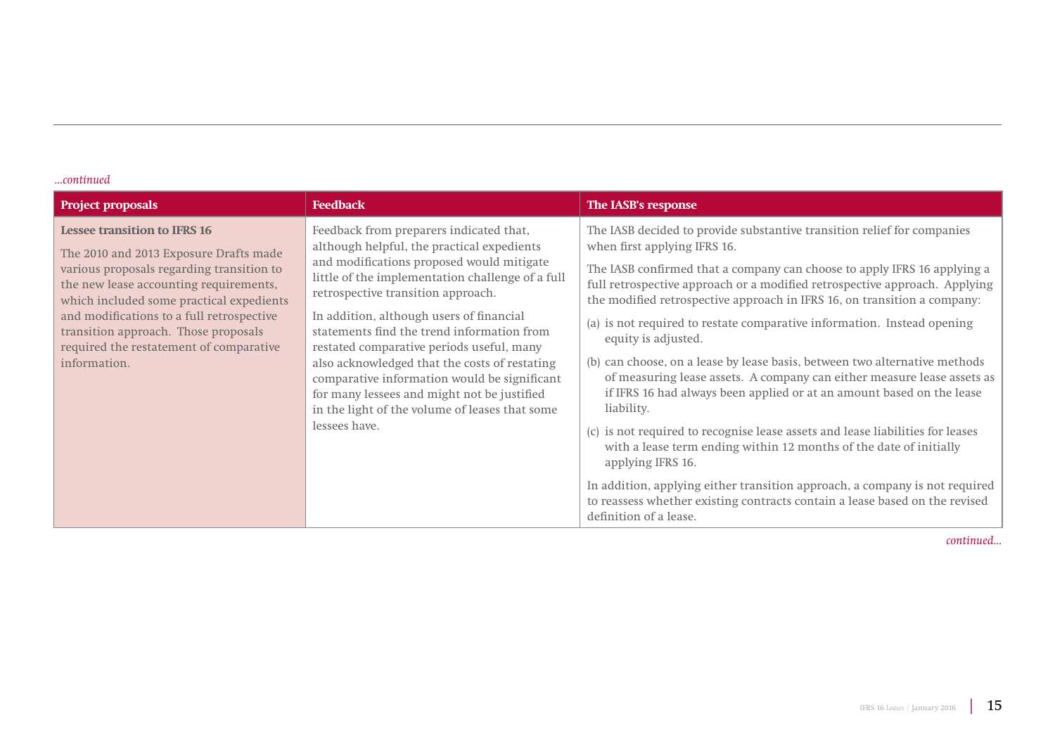*...continued*

| Project proposals | Feedback | The IASB's response |
| --- | --- | --- |
| **Lessee transition to IFRS 16**<br><br>The 2010 and 2013 Exposure Drafts made various proposals regarding transition to the new lease accounting requirements, which included some practical expedients and modifications to a full retrospective transition approach. Those proposals required the restatement of comparative information. | Feedback from preparers indicated that, although helpful, the practical expedients and modifications proposed would mitigate little of the implementation challenge of a full retrospective transition approach.<br><br>In addition, although users of financial statements find the trend information from restated comparative periods useful, many also acknowledged that the costs of restating comparative information would be significant for many lessees and might not be justified in the light of the volume of leases that some lessees have. | The IASB decided to provide substantive transition relief for companies when first applying IFRS 16.<br><br>The IASB confirmed that a company can choose to apply IFRS 16 applying a full retrospective approach or a modified retrospective approach. Applying the modified retrospective approach in IFRS 16, on transition a company:<br><br>(a) is not required to restate comparative information. Instead opening equity is adjusted.<br><br>(b) can choose, on a lease by lease basis, between two alternative methods of measuring lease assets. A company can either measure lease assets as if IFRS 16 had always been applied or at an amount based on the lease liability.<br><br>(c) is not required to recognise lease assets and lease liabilities for leases with a lease term ending within 12 months of the date of initially applying IFRS 16.<br><br>In addition, applying either transition approach, a company is not required to reassess whether existing contracts contain a lease based on the revised definition of a lease. |

*continued...*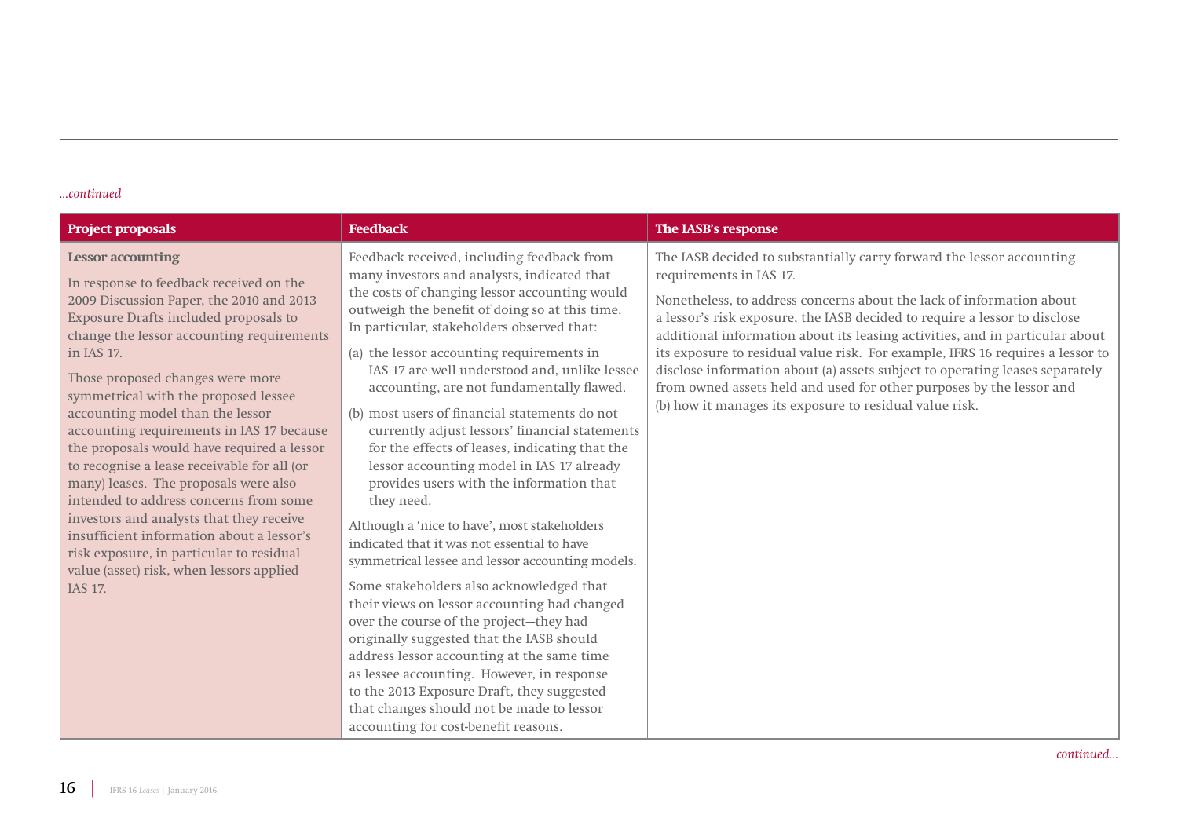*...continued*

| Project proposals | Feedback | The IASB's response |
|---|---|---|
| **Lessor accounting**<br><br>In response to feedback received on the 2009 Discussion Paper, the 2010 and 2013 Exposure Drafts included proposals to change the lessor accounting requirements in IAS 17.<br><br>Those proposed changes were more symmetrical with the proposed lessee accounting model than the lessor accounting requirements in IAS 17 because the proposals would have required a lessor to recognise a lease receivable for all (or many) leases. The proposals were also intended to address concerns from some investors and analysts that they receive insufficient information about a lessor's risk exposure, in particular to residual value (asset) risk, when lessors applied IAS 17. | Feedback received, including feedback from many investors and analysts, indicated that the costs of changing lessor accounting would outweigh the benefit of doing so at this time. In particular, stakeholders observed that:<br><br>(a) the lessor accounting requirements in IAS 17 are well understood and, unlike lessee accounting, are not fundamentally flawed.<br><br>(b) most users of financial statements do not currently adjust lessors' financial statements for the effects of leases, indicating that the lessor accounting model in IAS 17 already provides users with the information that they need.<br><br>Although a 'nice to have', most stakeholders indicated that it was not essential to have symmetrical lessee and lessor accounting models.<br><br>Some stakeholders also acknowledged that their views on lessor accounting had changed over the course of the project—they had originally suggested that the IASB should address lessor accounting at the same time as lessee accounting. However, in response to the 2013 Exposure Draft, they suggested that changes should not be made to lessor accounting for cost-benefit reasons. | The IASB decided to substantially carry forward the lessor accounting requirements in IAS 17.<br><br>Nonetheless, to address concerns about the lack of information about a lessor's risk exposure, the IASB decided to require a lessor to disclose additional information about its leasing activities, and in particular about its exposure to residual value risk. For example, IFRS 16 requires a lessor to disclose information about (a) assets subject to operating leases separately from owned assets held and used for other purposes by the lessor and (b) how it manages its exposure to residual value risk. |

*continued...*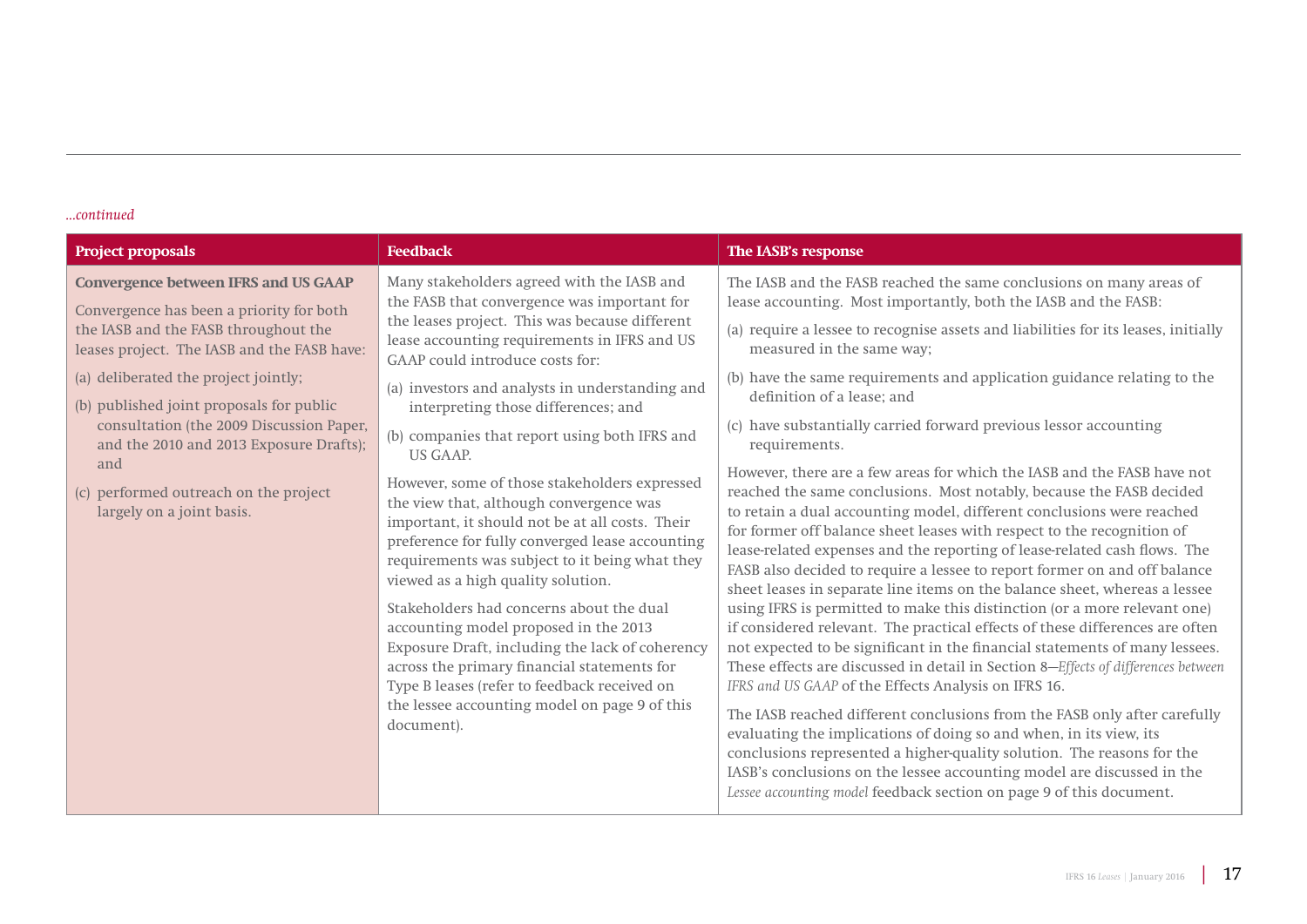*...continued*

| Project proposals | Feedback | The IASB's response |
|---|---|---|
| **Convergence between IFRS and US GAAP**<br><br>Convergence has been a priority for both the IASB and the FASB throughout the leases project. The IASB and the FASB have:<br><br>(a) deliberated the project jointly;<br><br>(b) published joint proposals for public consultation (the 2009 Discussion Paper, and the 2010 and 2013 Exposure Drafts); and<br><br>(c) performed outreach on the project largely on a joint basis. | Many stakeholders agreed with the IASB and the FASB that convergence was important for the leases project. This was because different lease accounting requirements in IFRS and US GAAP could introduce costs for:<br><br>(a) investors and analysts in understanding and interpreting those differences; and<br><br>(b) companies that report using both IFRS and US GAAP.<br><br>However, some of those stakeholders expressed the view that, although convergence was important, it should not be at all costs. Their preference for fully converged lease accounting requirements was subject to it being what they viewed as a high quality solution.<br><br>Stakeholders had concerns about the dual accounting model proposed in the 2013 Exposure Draft, including the lack of coherency across the primary financial statements for Type B leases (refer to feedback received on the lessee accounting model on page 9 of this document). | The IASB and the FASB reached the same conclusions on many areas of lease accounting. Most importantly, both the IASB and the FASB:<br><br>(a) require a lessee to recognise assets and liabilities for its leases, initially measured in the same way;<br><br>(b) have the same requirements and application guidance relating to the definition of a lease; and<br><br>(c) have substantially carried forward previous lessor accounting requirements.<br><br>However, there are a few areas for which the IASB and the FASB have not reached the same conclusions. Most notably, because the FASB decided to retain a dual accounting model, different conclusions were reached for former off balance sheet leases with respect to the recognition of lease-related expenses and the reporting of lease-related cash flows. The FASB also decided to require a lessee to report former on and off balance sheet leases in separate line items on the balance sheet, whereas a lessee using IFRS is permitted to make this distinction (or a more relevant one) if considered relevant. The practical effects of these differences are often not expected to be significant in the financial statements of many lessees. These effects are discussed in detail in Section 8—*Effects of differences between IFRS and US GAAP* of the Effects Analysis on IFRS 16.<br><br>The IASB reached different conclusions from the FASB only after carefully evaluating the implications of doing so and when, in its view, its conclusions represented a higher-quality solution. The reasons for the IASB's conclusions on the lessee accounting model are discussed in the *Lessee accounting model* feedback section on page 9 of this document. |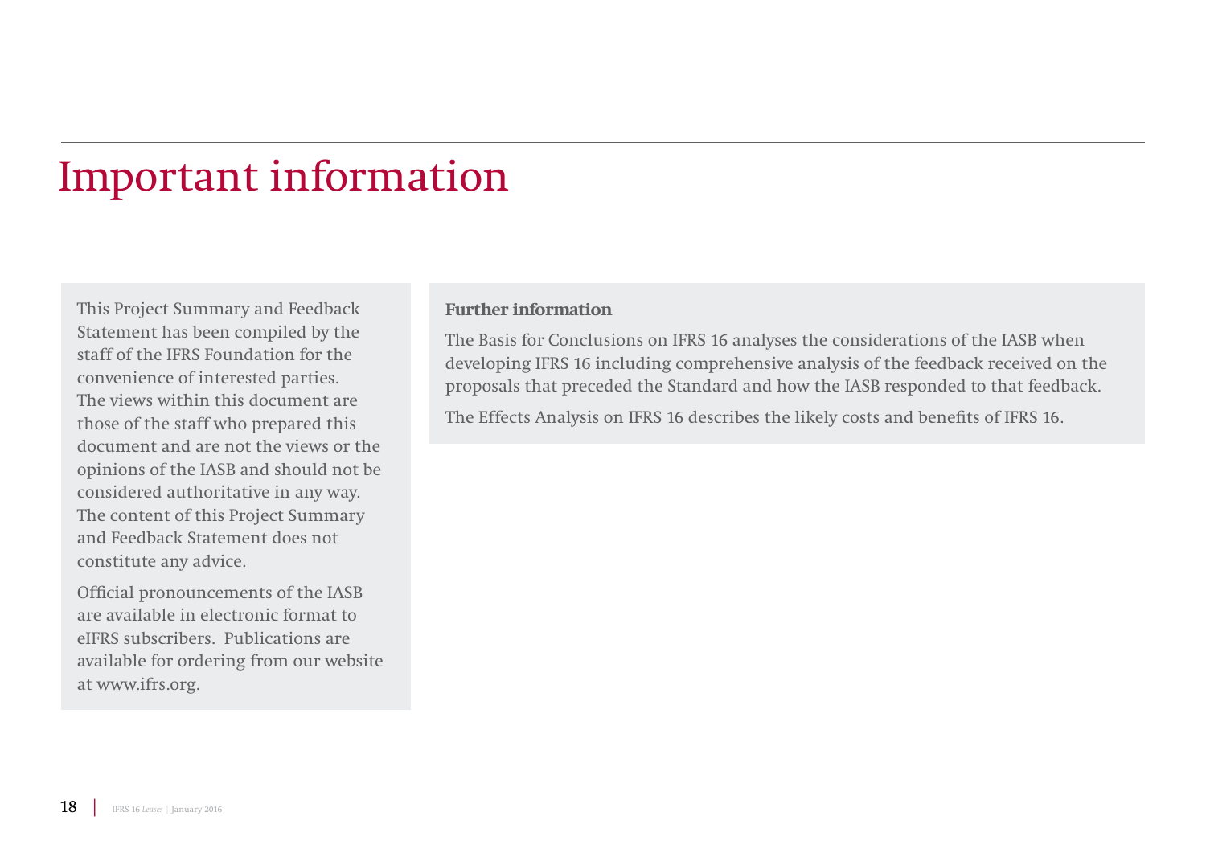# Important information

This Project Summary and Feedback Statement has been compiled by the staff of the IFRS Foundation for the convenience of interested parties. The views within this document are those of the staff who prepared this document and are not the views or the opinions of the IASB and should not be considered authoritative in any way. The content of this Project Summary and Feedback Statement does not constitute any advice.

Official pronouncements of the IASB are available in electronic format to eIFRS subscribers. Publications are available for ordering from our website at www.ifrs.org.

**Further information**

The Basis for Conclusions on IFRS 16 analyses the considerations of the IASB when developing IFRS 16 including comprehensive analysis of the feedback received on the proposals that preceded the Standard and how the IASB responded to that feedback.

The Effects Analysis on IFRS 16 describes the likely costs and benefits of IFRS 16.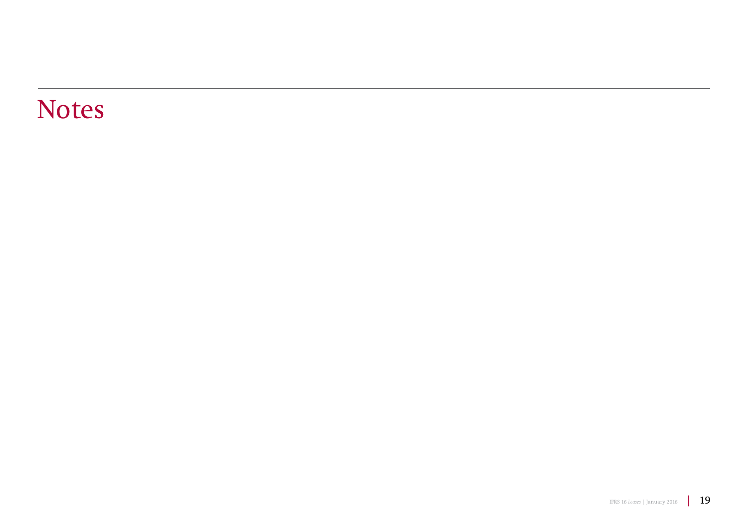# Notes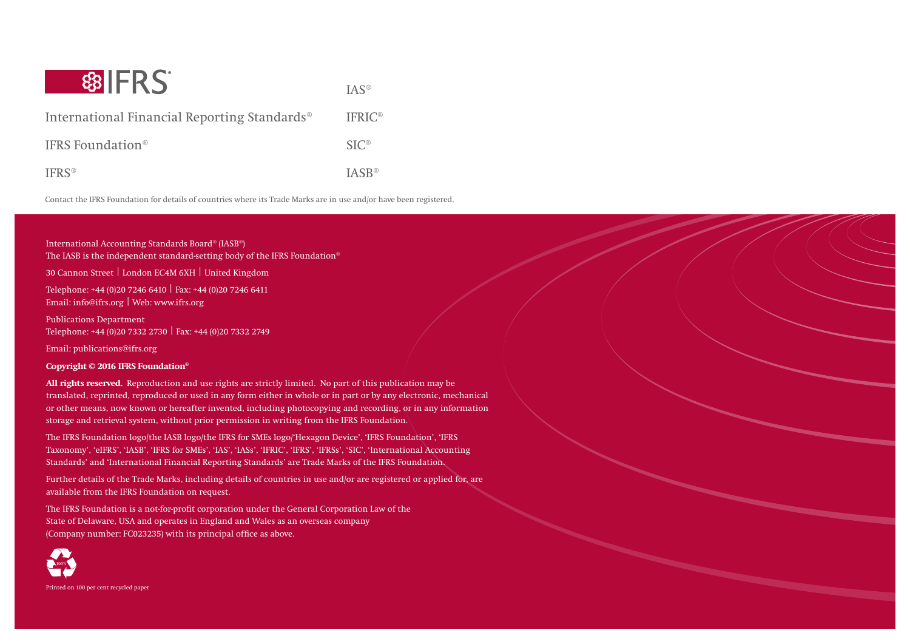IFRS®

International Financial Reporting Standards®

IFRS Foundation®

IFRS®

IAS®

IFRIC®

SIC®

IASB®

Contact the IFRS Foundation for details of countries where its Trade Marks are in use and/or have been registered.

International Accounting Standards Board® (IASB®)
The IASB is the independent standard-setting body of the IFRS Foundation®

30 Cannon Street | London EC4M 6XH | United Kingdom

Telephone: +44 (0)20 7246 6410 | Fax: +44 (0)20 7246 6411
Email: info@ifrs.org | Web: www.ifrs.org

Publications Department
Telephone: +44 (0)20 7332 2730 | Fax: +44 (0)20 7332 2749

Email: publications@ifrs.org

**Copyright © 2016 IFRS Foundation®**

**All rights reserved.** Reproduction and use rights are strictly limited. No part of this publication may be translated, reprinted, reproduced or used in any form either in whole or in part or by any electronic, mechanical or other means, now known or hereafter invented, including photocopying and recording, or in any information storage and retrieval system, without prior permission in writing from the IFRS Foundation.

The IFRS Foundation logo/the IASB logo/the IFRS for SMEs logo/'Hexagon Device', 'IFRS Foundation', 'IFRS Taxonomy', 'eIFRS', 'IASB', 'IFRS for SMEs', 'IAS', 'IASs', 'IFRIC', 'IFRS', 'IFRSs', 'SIC', 'International Accounting Standards' and 'International Financial Reporting Standards' are Trade Marks of the IFRS Foundation.

Further details of the Trade Marks, including details of countries in use and/or are registered or applied for, are available from the IFRS Foundation on request.

The IFRS Foundation is a not-for-profit corporation under the General Corporation Law of the State of Delaware, USA and operates in England and Wales as an overseas company (Company number: FC023235) with its principal office as above.

Printed on 100 per cent recycled paper